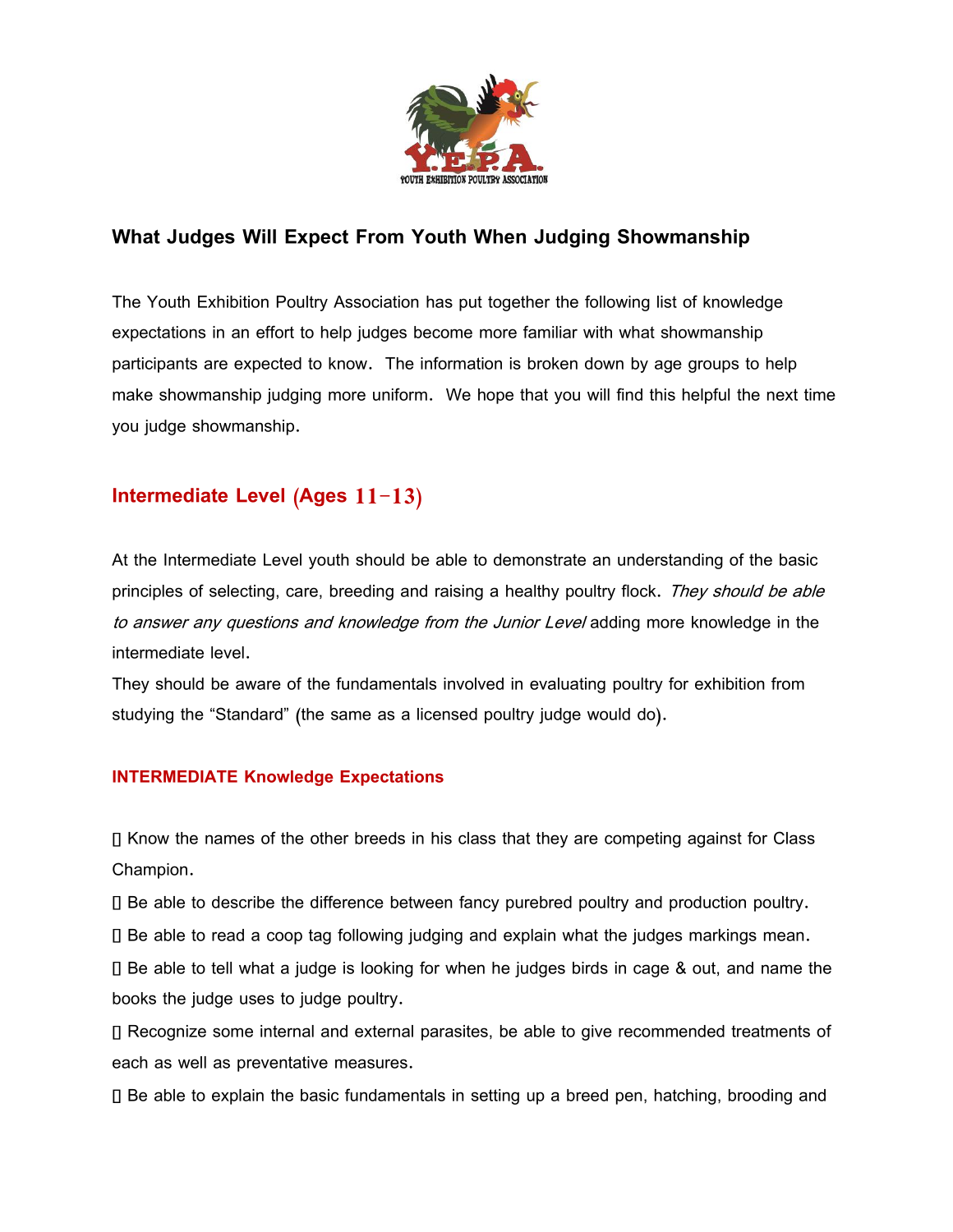## What Judges Will Expect From Youth When Judging Showmanship

The Youth Exhibition Poultry Association has put together the following list of knowledge expectations in an effort to help judges become more familiar with what showmanship participants are expected to know. The information is broken down by age groups to help make showmanship judging more uniform. We hope that you will find this helpful the next time you judge showmanship.

### Intermediate Level (Ages 11-13)

At the Intermediate Level youth should be able to demonstrate an understanding of the basic principles of selecting, care, breeding and raising a healthy poultry flock. *They should be able to answer any questions and knowledge from the Junior Level* adding more knowledge in the intermediate level.

They should be aware of the fundamentals involved in evaluating poultry for exhibition from studying the "Standard" (the same as a licensed poultry judge would do).

#### INTERMEDIATE Knowledge Expectations

- Know the names of the other breeds in his class that they are competing against for Class Champion.
- Be able to describe the difference between fancy purebred poultry and production poultry.
- Be able to read a coop tag following judging and explain what the judges markings mean.
- Be able to tell what a judge is looking for when he judges birds in cage & out, and name the books the judge uses to judge poultry.
- Recognize some internal and external parasites, be able to give recommended treatments of each as well as preventative measures.
- Be able to explain the basic fundamentals in setting up a breed pen, hatching, brooding and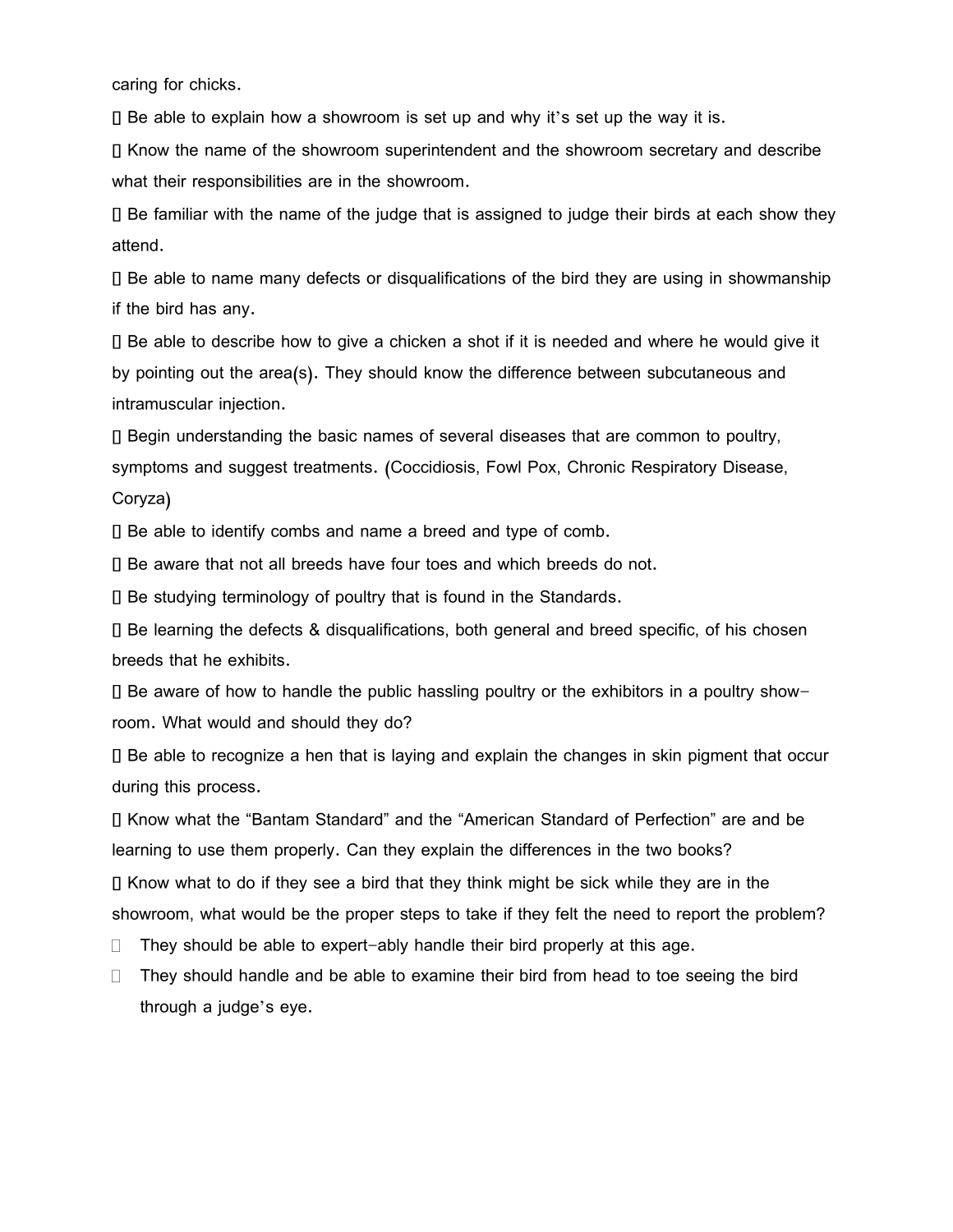caring for chicks.

- Be able to explain how a showroom is set up and why it's set up the way it is.
- Know the name of the showroom superintendent and the showroom secretary and describe what their responsibilities are in the showroom.
- Be familiar with the name of the judge that is assigned to judge their birds at each show they attend.
- Be able to name many defects or disqualifications of the bird they are using in showmanship if the bird has any.
- Be able to describe how to give a chicken a shot if it is needed and where he would give it by pointing out the area(s). They should know the difference between subcutaneous and intramuscular injection.
- Begin understanding the basic names of several diseases that are common to poultry, symptoms and suggest treatments. (Coccidiosis, Fowl Pox, Chronic Respiratory Disease, Coryza)
- Be able to identify combs and name a breed and type of comb.
- Be aware that not all breeds have four toes and which breeds do not.
- Be studying terminology of poultry that is found in the Standards.
- Be learning the defects & disqualifications, both general and breed specific, of his chosen breeds that he exhibits.
- Be aware of how to handle the public hassling poultry or the exhibitors in a poultry show-room. What would and should they do?
- Be able to recognize a hen that is laying and explain the changes in skin pigment that occur during this process.
- Know what the "Bantam Standard" and the "American Standard of Perfection" are and be learning to use them properly. Can they explain the differences in the two books?
- Know what to do if they see a bird that they think might be sick while they are in the showroom, what would be the proper steps to take if they felt the need to report the problem?
- They should be able to expert-ably handle their bird properly at this age.
- They should handle and be able to examine their bird from head to toe seeing the bird through a judge's eye.